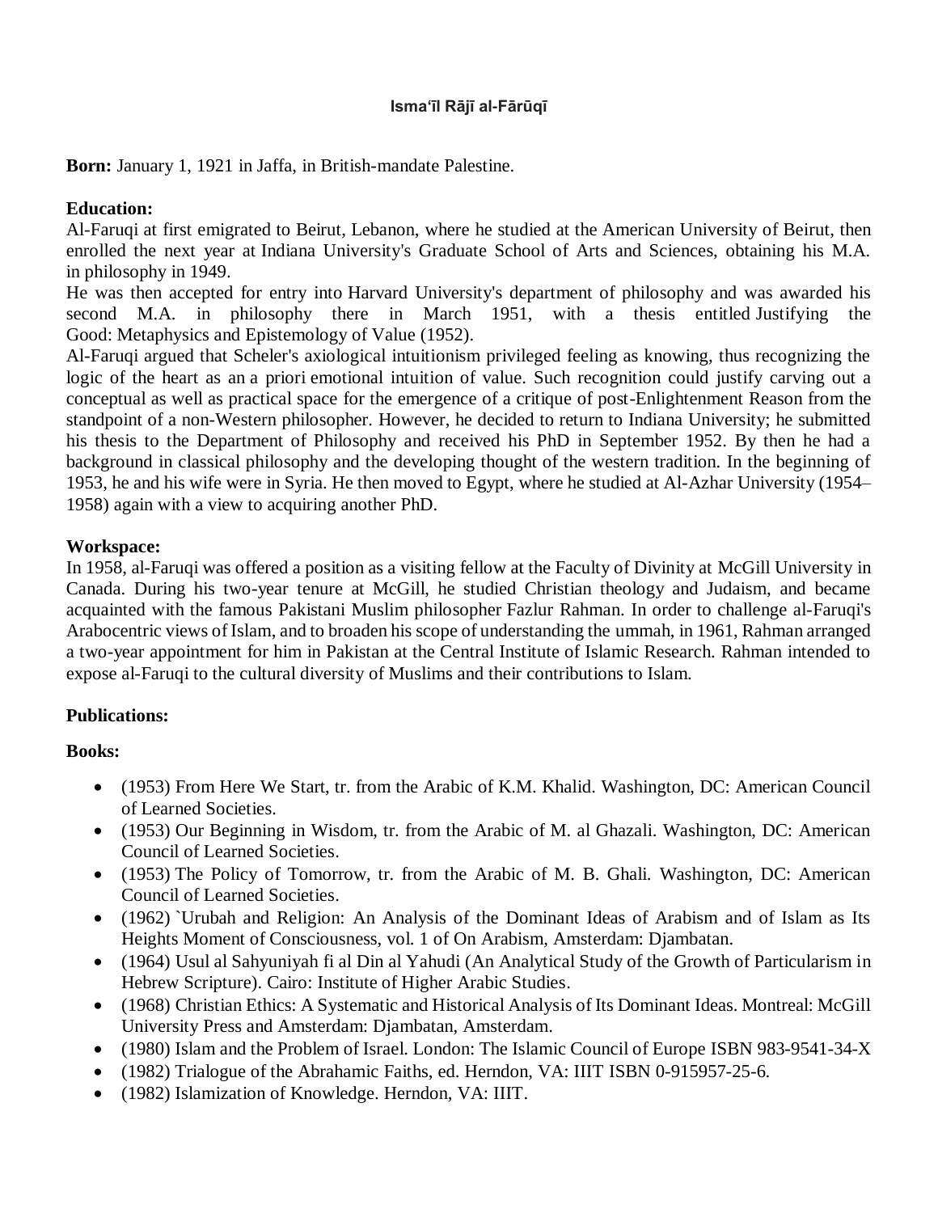**Isma'īl Rājī al-Fārūqī**

**Born:** January 1, 1921 in Jaffa, in British-mandate Palestine.

**Education:**

Al-Faruqi at first emigrated to Beirut, Lebanon, where he studied at the American University of Beirut, then enrolled the next year at Indiana University's Graduate School of Arts and Sciences, obtaining his M.A. in philosophy in 1949.

He was then accepted for entry into Harvard University's department of philosophy and was awarded his second M.A. in philosophy there in March 1951, with a thesis entitled Justifying the Good: Metaphysics and Epistemology of Value (1952).

Al-Faruqi argued that Scheler's axiological intuitionism privileged feeling as knowing, thus recognizing the logic of the heart as an a priori emotional intuition of value. Such recognition could justify carving out a conceptual as well as practical space for the emergence of a critique of post-Enlightenment Reason from the standpoint of a non-Western philosopher. However, he decided to return to Indiana University; he submitted his thesis to the Department of Philosophy and received his PhD in September 1952. By then he had a background in classical philosophy and the developing thought of the western tradition. In the beginning of 1953, he and his wife were in Syria. He then moved to Egypt, where he studied at Al-Azhar University (1954–1958) again with a view to acquiring another PhD.

**Workspace:**

In 1958, al-Faruqi was offered a position as a visiting fellow at the Faculty of Divinity at McGill University in Canada. During his two-year tenure at McGill, he studied Christian theology and Judaism, and became acquainted with the famous Pakistani Muslim philosopher Fazlur Rahman. In order to challenge al-Faruqi's Arabocentric views of Islam, and to broaden his scope of understanding the ummah, in 1961, Rahman arranged a two-year appointment for him in Pakistan at the Central Institute of Islamic Research. Rahman intended to expose al-Faruqi to the cultural diversity of Muslims and their contributions to Islam.

**Publications:**

**Books:**

- (1953) From Here We Start, tr. from the Arabic of K.M. Khalid. Washington, DC: American Council of Learned Societies.
- (1953) Our Beginning in Wisdom, tr. from the Arabic of M. al Ghazali. Washington, DC: American Council of Learned Societies.
- (1953) The Policy of Tomorrow, tr. from the Arabic of M. B. Ghali. Washington, DC: American Council of Learned Societies.
- (1962) `Urubah and Religion: An Analysis of the Dominant Ideas of Arabism and of Islam as Its Heights Moment of Consciousness, vol. 1 of On Arabism, Amsterdam: Djambatan.
- (1964) Usul al Sahyuniyah fi al Din al Yahudi (An Analytical Study of the Growth of Particularism in Hebrew Scripture). Cairo: Institute of Higher Arabic Studies.
- (1968) Christian Ethics: A Systematic and Historical Analysis of Its Dominant Ideas. Montreal: McGill University Press and Amsterdam: Djambatan, Amsterdam.
- (1980) Islam and the Problem of Israel. London: The Islamic Council of Europe ISBN 983-9541-34-X
- (1982) Trialogue of the Abrahamic Faiths, ed. Herndon, VA: IIIT ISBN 0-915957-25-6.
- (1982) Islamization of Knowledge. Herndon, VA: IIIT.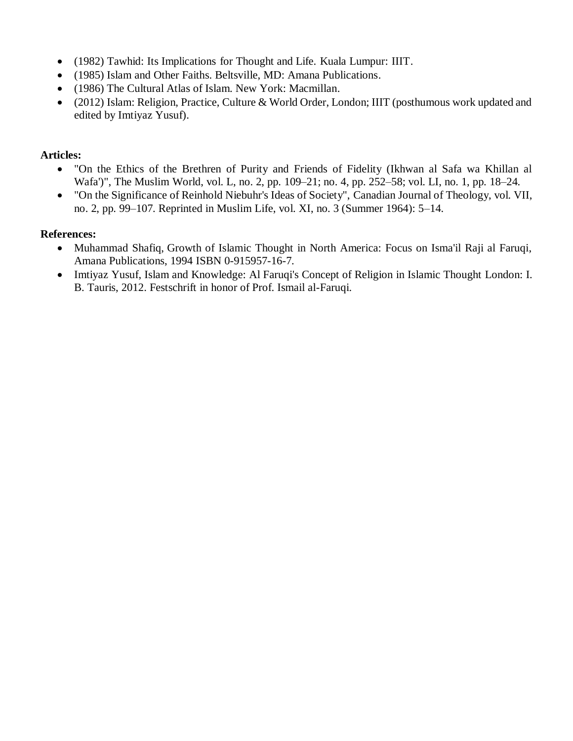- (1982) Tawhid: Its Implications for Thought and Life. Kuala Lumpur: IIIT.
- (1985) Islam and Other Faiths. Beltsville, MD: Amana Publications.
- (1986) The Cultural Atlas of Islam. New York: Macmillan.
- (2012) Islam: Religion, Practice, Culture & World Order, London; IIIT (posthumous work updated and edited by Imtiyaz Yusuf).

**Articles:**

- "On the Ethics of the Brethren of Purity and Friends of Fidelity (Ikhwan al Safa wa Khillan al Wafa')", The Muslim World, vol. L, no. 2, pp. 109–21; no. 4, pp. 252–58; vol. LI, no. 1, pp. 18–24.
- "On the Significance of Reinhold Niebuhr's Ideas of Society", Canadian Journal of Theology, vol. VII, no. 2, pp. 99–107. Reprinted in Muslim Life, vol. XI, no. 3 (Summer 1964): 5–14.

**References:**

- Muhammad Shafiq, Growth of Islamic Thought in North America: Focus on Isma'il Raji al Faruqi, Amana Publications, 1994 ISBN 0-915957-16-7.
- Imtiyaz Yusuf, Islam and Knowledge: Al Faruqi's Concept of Religion in Islamic Thought London: I. B. Tauris, 2012. Festschrift in honor of Prof. Ismail al-Faruqi.